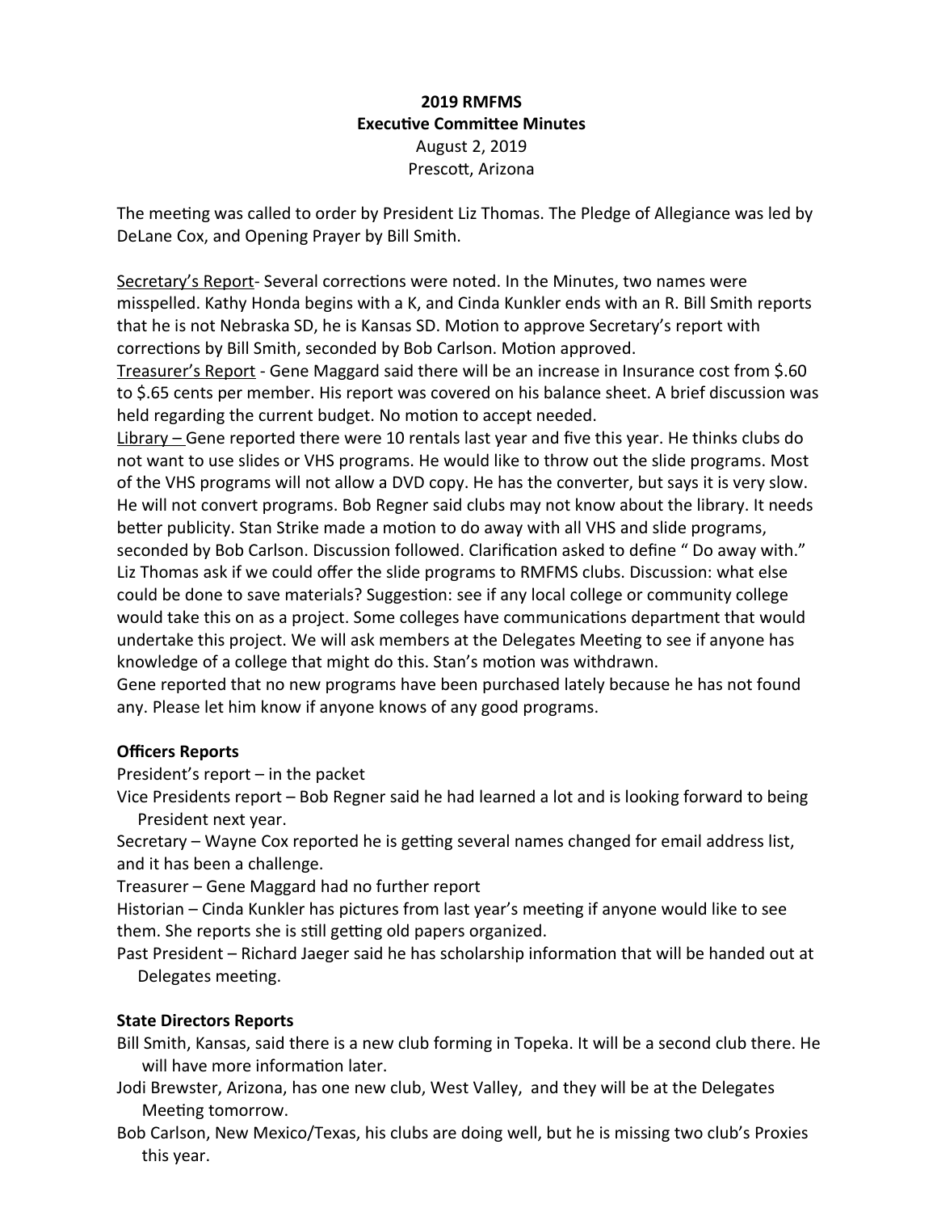**2019 RMFMS**
**Executive Committee Minutes**
August 2, 2019
Prescott, Arizona

The meeting was called to order by President Liz Thomas. The Pledge of Allegiance was led by DeLane Cox, and Opening Prayer by Bill Smith.

<u>Secretary's Report</u>- Several corrections were noted. In the Minutes, two names were misspelled. Kathy Honda begins with a K, and Cinda Kunkler ends with an R. Bill Smith reports that he is not Nebraska SD, he is Kansas SD. Motion to approve Secretary's report with corrections by Bill Smith, seconded by Bob Carlson. Motion approved.
<u>Treasurer's Report</u> - Gene Maggard said there will be an increase in Insurance cost from $.60 to $.65 cents per member. His report was covered on his balance sheet. A brief discussion was held regarding the current budget. No motion to accept needed.
<u>Library –</u> Gene reported there were 10 rentals last year and five this year. He thinks clubs do not want to use slides or VHS programs. He would like to throw out the slide programs. Most of the VHS programs will not allow a DVD copy. He has the converter, but says it is very slow. He will not convert programs. Bob Regner said clubs may not know about the library. It needs better publicity. Stan Strike made a motion to do away with all VHS and slide programs, seconded by Bob Carlson. Discussion followed. Clarification asked to define " Do away with." Liz Thomas ask if we could offer the slide programs to RMFMS clubs. Discussion: what else could be done to save materials? Suggestion: see if any local college or community college would take this on as a project. Some colleges have communications department that would undertake this project. We will ask members at the Delegates Meeting to see if anyone has knowledge of a college that might do this. Stan's motion was withdrawn.
Gene reported that no new programs have been purchased lately because he has not found any. Please let him know if anyone knows of any good programs.

**Officers Reports**

President's report – in the packet

Vice Presidents report – Bob Regner said he had learned a lot and is looking forward to being President next year.

Secretary – Wayne Cox reported he is getting several names changed for email address list, and it has been a challenge.

Treasurer – Gene Maggard had no further report

Historian – Cinda Kunkler has pictures from last year's meeting if anyone would like to see them. She reports she is still getting old papers organized.

Past President – Richard Jaeger said he has scholarship information that will be handed out at Delegates meeting.

**State Directors Reports**

Bill Smith, Kansas, said there is a new club forming in Topeka. It will be a second club there. He will have more information later.

Jodi Brewster, Arizona, has one new club, West Valley, and they will be at the Delegates Meeting tomorrow.

Bob Carlson, New Mexico/Texas, his clubs are doing well, but he is missing two club's Proxies this year.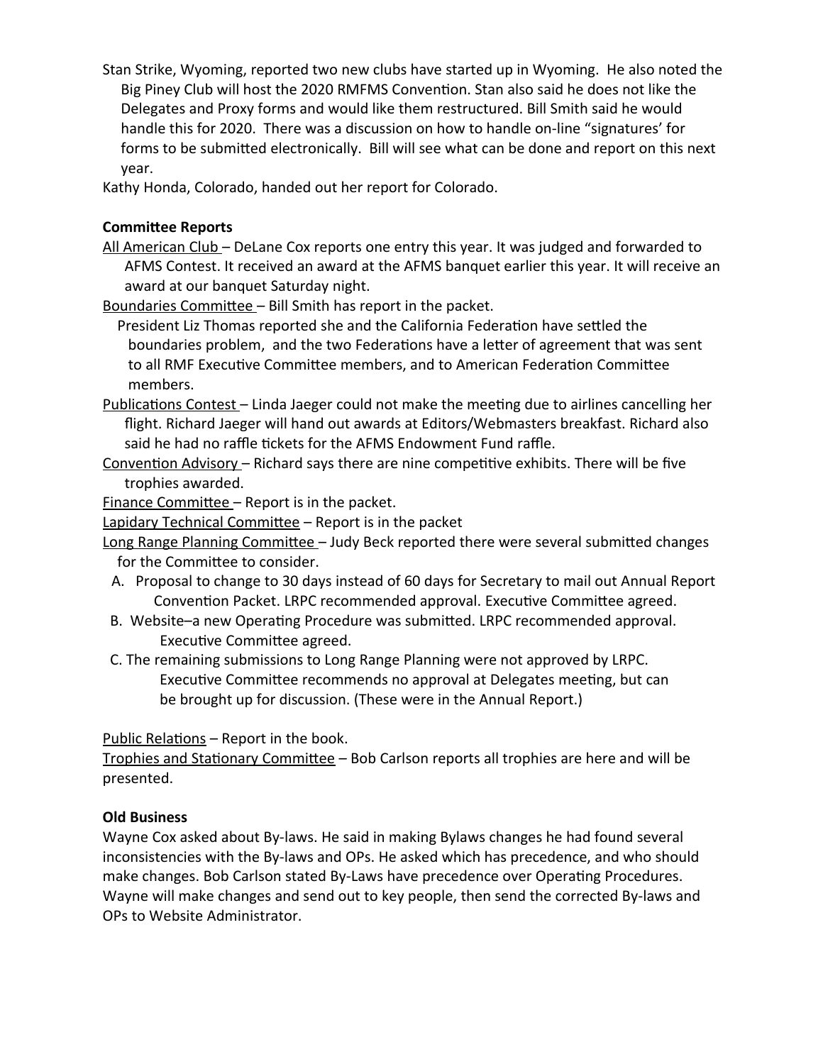Stan Strike, Wyoming, reported two new clubs have started up in Wyoming. He also noted the Big Piney Club will host the 2020 RMFMS Convention. Stan also said he does not like the Delegates and Proxy forms and would like them restructured. Bill Smith said he would handle this for 2020. There was a discussion on how to handle on-line "signatures' for forms to be submitted electronically. Bill will see what can be done and report on this next year.

Kathy Honda, Colorado, handed out her report for Colorado.

**Committee Reports**

<u>All American Club</u> – DeLane Cox reports one entry this year. It was judged and forwarded to AFMS Contest. It received an award at the AFMS banquet earlier this year. It will receive an award at our banquet Saturday night.

<u>Boundaries Committee</u> – Bill Smith has report in the packet.

President Liz Thomas reported she and the California Federation have settled the boundaries problem, and the two Federations have a letter of agreement that was sent to all RMF Executive Committee members, and to American Federation Committee members.

<u>Publications Contest</u> – Linda Jaeger could not make the meeting due to airlines cancelling her flight. Richard Jaeger will hand out awards at Editors/Webmasters breakfast. Richard also said he had no raffle tickets for the AFMS Endowment Fund raffle.

<u>Convention Advisory</u> – Richard says there are nine competitive exhibits. There will be five trophies awarded.

<u>Finance Committee</u> – Report is in the packet.

<u>Lapidary Technical Committee</u> – Report is in the packet

<u>Long Range Planning Committee</u> – Judy Beck reported there were several submitted changes for the Committee to consider.

A. Proposal to change to 30 days instead of 60 days for Secretary to mail out Annual Report Convention Packet. LRPC recommended approval. Executive Committee agreed.
B. Website–a new Operating Procedure was submitted. LRPC recommended approval. Executive Committee agreed.
C. The remaining submissions to Long Range Planning were not approved by LRPC. Executive Committee recommends no approval at Delegates meeting, but can be brought up for discussion. (These were in the Annual Report.)

<u>Public Relations</u> – Report in the book.

<u>Trophies and Stationary Committee</u> – Bob Carlson reports all trophies are here and will be presented.

**Old Business**

Wayne Cox asked about By-laws. He said in making Bylaws changes he had found several inconsistencies with the By-laws and OPs. He asked which has precedence, and who should make changes. Bob Carlson stated By-Laws have precedence over Operating Procedures. Wayne will make changes and send out to key people, then send the corrected By-laws and OPs to Website Administrator.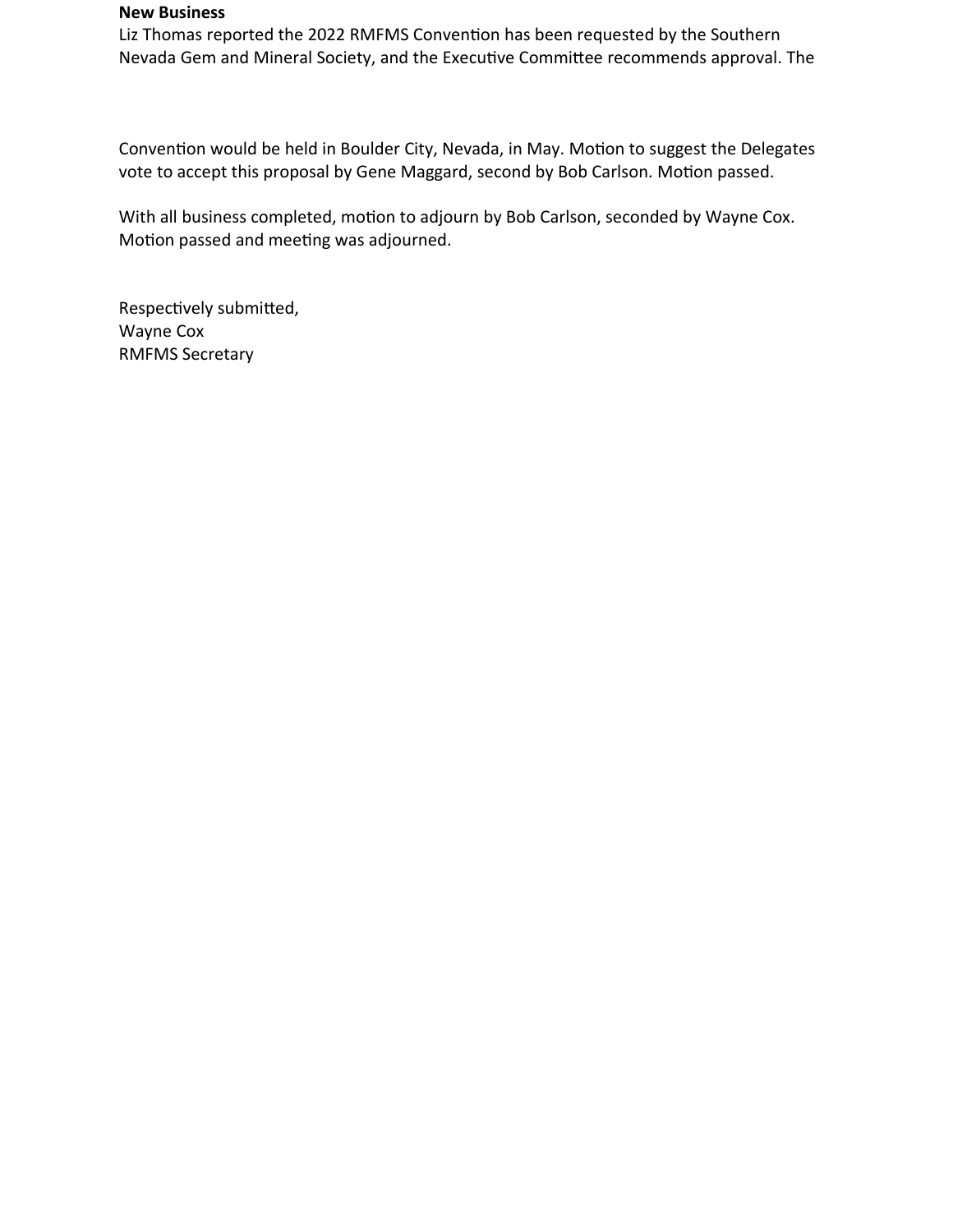**New Business**

Liz Thomas reported the 2022 RMFMS Convention has been requested by the Southern Nevada Gem and Mineral Society, and the Executive Committee recommends approval. The Convention would be held in Boulder City, Nevada, in May. Motion to suggest the Delegates vote to accept this proposal by Gene Maggard, second by Bob Carlson. Motion passed.

With all business completed, motion to adjourn by Bob Carlson, seconded by Wayne Cox. Motion passed and meeting was adjourned.

Respectively submitted,
Wayne Cox
RMFMS Secretary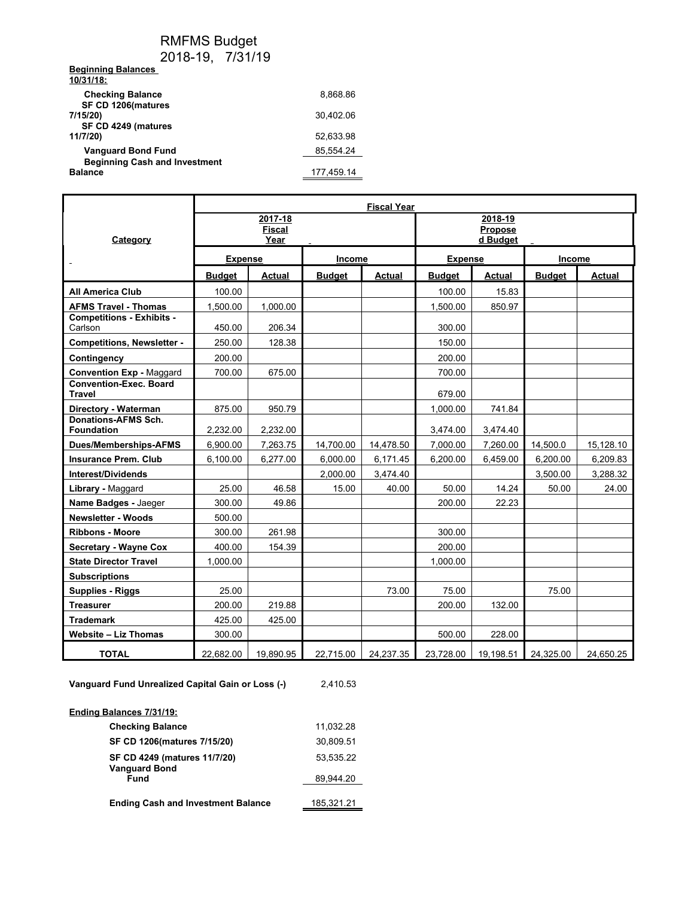# RMFMS Budget

## 2018-19, 7/31/19

**Beginning Balances 10/31/18:**

| | |
|---|---|
| **Checking Balance** | 8,868.86 |
| **SF CD 1206(matures 7/15/20)** | 30,402.06 |
| **SF CD 4249 (matures 11/7/20)** | 52,633.98 |
| **Vanguard Bond Fund** | 85,554.24 |
| **Beginning Cash and Investment Balance** | 177,459.14 |

| **Category** | **Fiscal Year** | | | | | | | |
|---|---|---|---|---|---|---|---|---|
| | **2017-18 Fiscal Year** | | | | **2018-19 Proposed Budget** | | | |
| | **Expense** | | **Income** | | **Expense** | | **Income** | |
| | **Budget** | **Actual** | **Budget** | **Actual** | **Budget** | **Actual** | **Budget** | **Actual** |
| **All America Club** | 100.00 | | | | 100.00 | 15.83 | | |
| **AFMS Travel - Thomas** | 1,500.00 | 1,000.00 | | | 1,500.00 | 850.97 | | |
| **Competitions - Exhibits -** Carlson | 450.00 | 206.34 | | | 300.00 | | | |
| **Competitions, Newsletter -** | 250.00 | 128.38 | | | 150.00 | | | |
| **Contingency** | 200.00 | | | | 200.00 | | | |
| **Convention Exp -** Maggard | 700.00 | 675.00 | | | 700.00 | | | |
| **Convention-Exec. Board Travel** | | | | | 679.00 | | | |
| **Directory - Waterman** | 875.00 | 950.79 | | | 1,000.00 | 741.84 | | |
| **Donations-AFMS Sch. Foundation** | 2,232.00 | 2,232.00 | | | 3,474.00 | 3,474.40 | | |
| **Dues/Memberships-AFMS** | 6,900.00 | 7,263.75 | 14,700.00 | 14,478.50 | 7,000.00 | 7,260.00 | 14,500.0 | 15,128.10 |
| **Insurance Prem. Club** | 6,100.00 | 6,277.00 | 6,000.00 | 6,171.45 | 6,200.00 | 6,459.00 | 6,200.00 | 6,209.83 |
| **Interest/Dividends** | | | 2,000.00 | 3,474.40 | | | 3,500.00 | 3,288.32 |
| **Library -** Maggard | 25.00 | 46.58 | 15.00 | 40.00 | 50.00 | 14.24 | 50.00 | 24.00 |
| **Name Badges -** Jaeger | 300.00 | 49.86 | | | 200.00 | 22.23 | | |
| **Newsletter - Woods** | 500.00 | | | | | | | |
| **Ribbons - Moore** | 300.00 | 261.98 | | | 300.00 | | | |
| **Secretary - Wayne Cox** | 400.00 | 154.39 | | | 200.00 | | | |
| **State Director Travel** | 1,000.00 | | | | 1,000.00 | | | |
| **Subscriptions** | | | | | | | | |
| **Supplies - Riggs** | 25.00 | | | 73.00 | 75.00 | | 75.00 | |
| **Treasurer** | 200.00 | 219.88 | | | 200.00 | 132.00 | | |
| **Trademark** | 425.00 | 425.00 | | | | | | |
| **Website – Liz Thomas** | 300.00 | | | | 500.00 | 228.00 | | |
| **TOTAL** | 22,682.00 | 19,890.95 | 22,715.00 | 24,237.35 | 23,728.00 | 19,198.51 | 24,325.00 | 24,650.25 |

**Vanguard Fund Unrealized Capital Gain or Loss (-)** 2,410.53

**Ending Balances 7/31/19:**

| | |
|---|---|
| **Checking Balance** | 11,032.28 |
| **SF CD 1206(matures 7/15/20)** | 30,809.51 |
| **SF CD 4249 (matures 11/7/20)** | 53,535.22 |
| **Vanguard Bond Fund** | 89,944.20 |
| **Ending Cash and Investment Balance** | 185,321.21 |